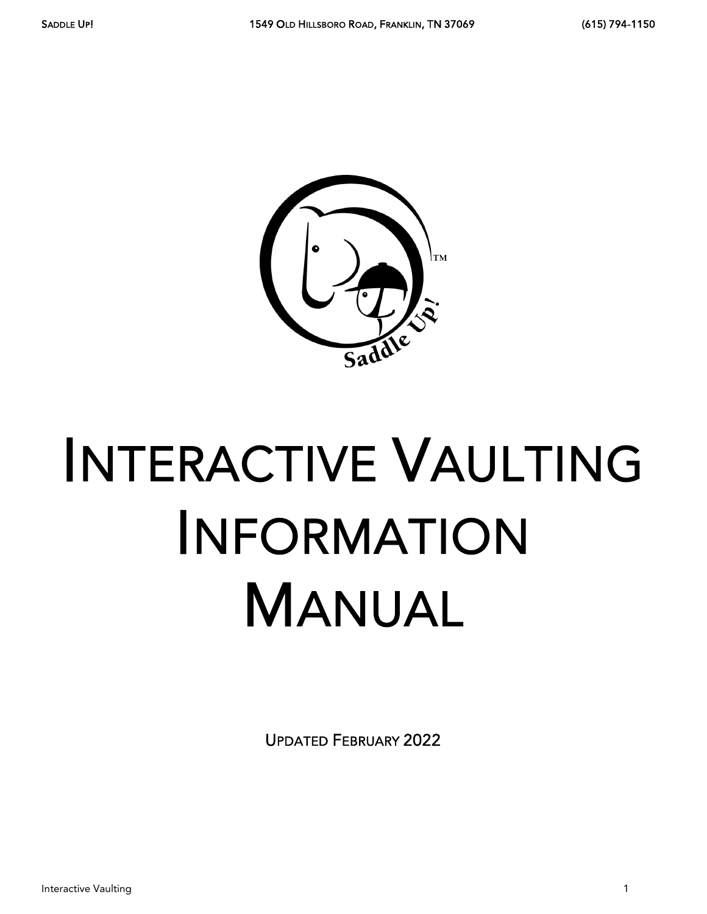# Interactive Vaulting Information Manual

Updated February 2022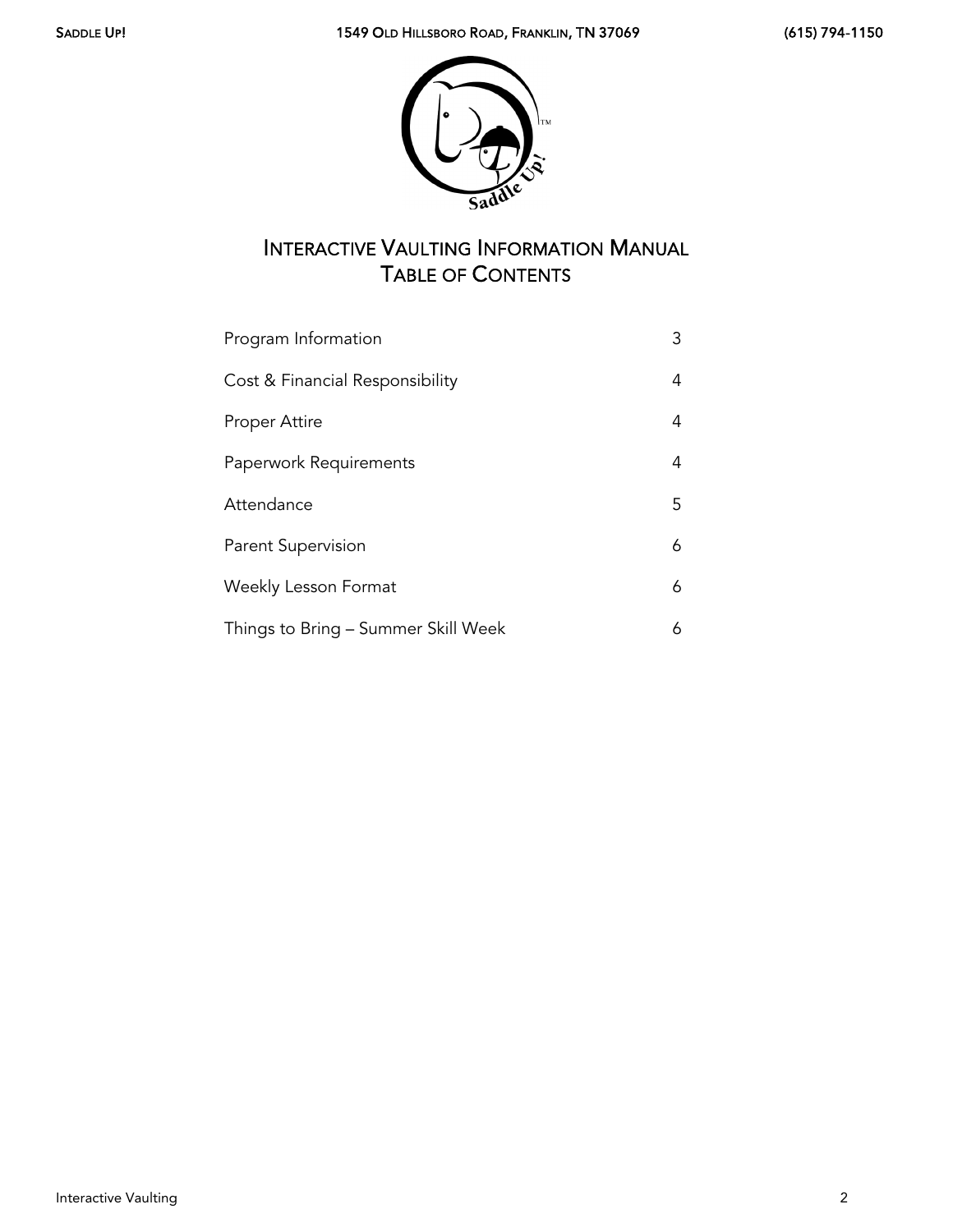# Interactive Vaulting Information Manual
## Table of Contents

| | |
|---|---|
| Program Information | 3 |
| Cost & Financial Responsibility | 4 |
| Proper Attire | 4 |
| Paperwork Requirements | 4 |
| Attendance | 5 |
| Parent Supervision | 6 |
| Weekly Lesson Format | 6 |
| Things to Bring – Summer Skill Week | 6 |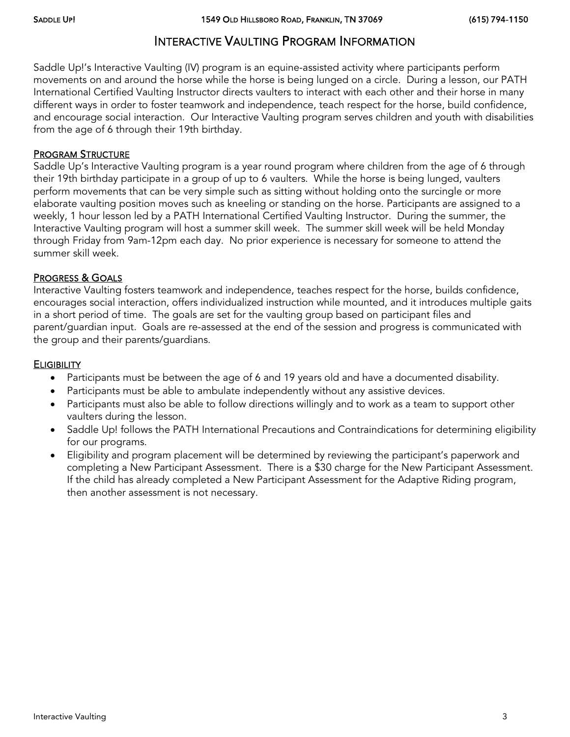# Interactive Vaulting Program Information

Saddle Up!'s Interactive Vaulting (IV) program is an equine-assisted activity where participants perform movements on and around the horse while the horse is being lunged on a circle. During a lesson, our PATH International Certified Vaulting Instructor directs vaulters to interact with each other and their horse in many different ways in order to foster teamwork and independence, teach respect for the horse, build confidence, and encourage social interaction. Our Interactive Vaulting program serves children and youth with disabilities from the age of 6 through their 19th birthday.

## Program Structure

Saddle Up's Interactive Vaulting program is a year round program where children from the age of 6 through their 19th birthday participate in a group of up to 6 vaulters. While the horse is being lunged, vaulters perform movements that can be very simple such as sitting without holding onto the surcingle or more elaborate vaulting position moves such as kneeling or standing on the horse. Participants are assigned to a weekly, 1 hour lesson led by a PATH International Certified Vaulting Instructor. During the summer, the Interactive Vaulting program will host a summer skill week. The summer skill week will be held Monday through Friday from 9am-12pm each day. No prior experience is necessary for someone to attend the summer skill week.

## Progress & Goals

Interactive Vaulting fosters teamwork and independence, teaches respect for the horse, builds confidence, encourages social interaction, offers individualized instruction while mounted, and it introduces multiple gaits in a short period of time. The goals are set for the vaulting group based on participant files and parent/guardian input. Goals are re-assessed at the end of the session and progress is communicated with the group and their parents/guardians.

## Eligibility

- Participants must be between the age of 6 and 19 years old and have a documented disability.
- Participants must be able to ambulate independently without any assistive devices.
- Participants must also be able to follow directions willingly and to work as a team to support other vaulters during the lesson.
- Saddle Up! follows the PATH International Precautions and Contraindications for determining eligibility for our programs.
- Eligibility and program placement will be determined by reviewing the participant's paperwork and completing a New Participant Assessment. There is a $30 charge for the New Participant Assessment. If the child has already completed a New Participant Assessment for the Adaptive Riding program, then another assessment is not necessary.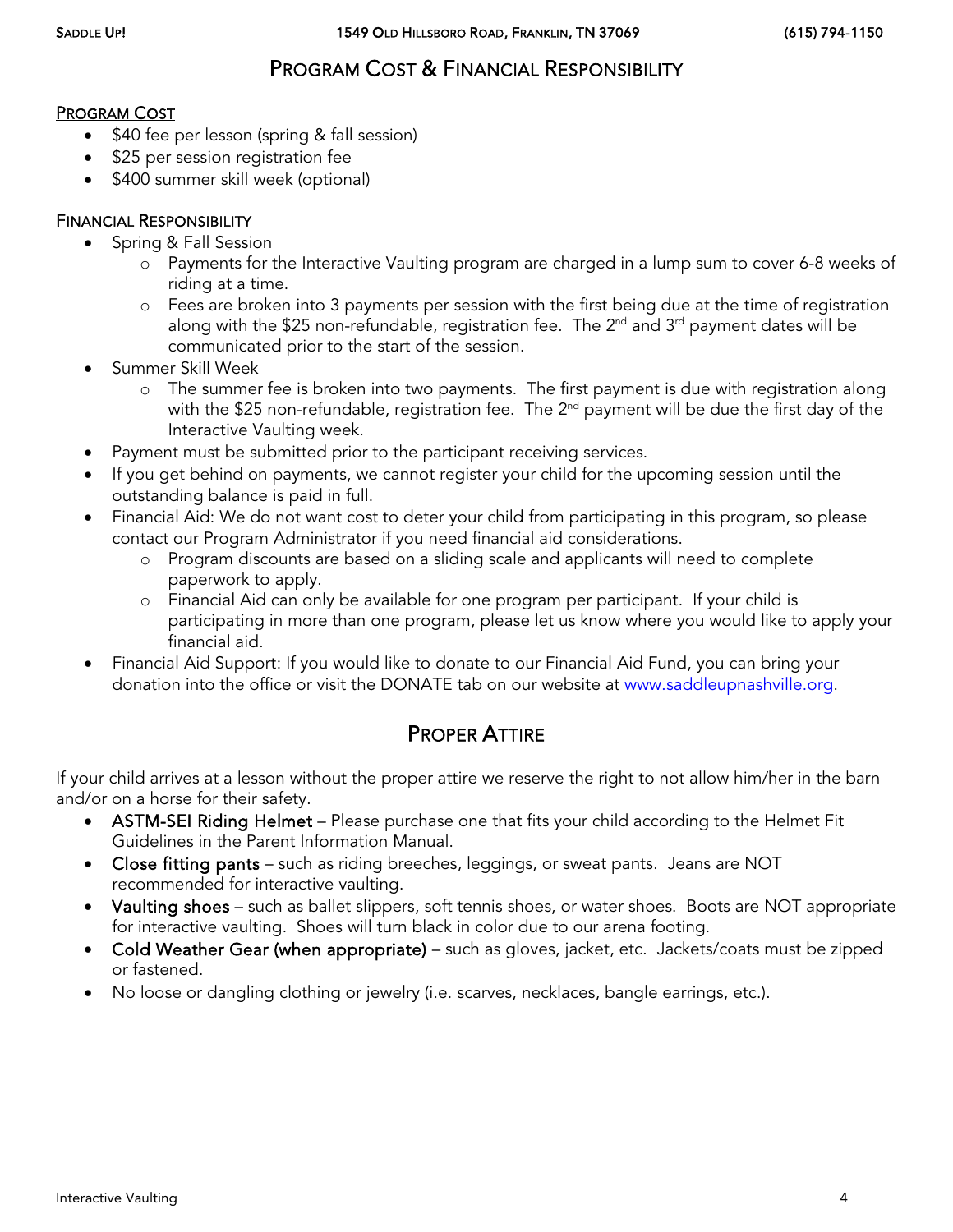# Program Cost & Financial Responsibility

## Program Cost

- $40 fee per lesson (spring & fall session)
- $25 per session registration fee
- $400 summer skill week (optional)

## Financial Responsibility

- Spring & Fall Session
  - Payments for the Interactive Vaulting program are charged in a lump sum to cover 6-8 weeks of riding at a time.
  - Fees are broken into 3 payments per session with the first being due at the time of registration along with the $25 non-refundable, registration fee. The 2nd and 3rd payment dates will be communicated prior to the start of the session.
- Summer Skill Week
  - The summer fee is broken into two payments. The first payment is due with registration along with the $25 non-refundable, registration fee. The 2nd payment will be due the first day of the Interactive Vaulting week.
- Payment must be submitted prior to the participant receiving services.
- If you get behind on payments, we cannot register your child for the upcoming session until the outstanding balance is paid in full.
- Financial Aid: We do not want cost to deter your child from participating in this program, so please contact our Program Administrator if you need financial aid considerations.
  - Program discounts are based on a sliding scale and applicants will need to complete paperwork to apply.
  - Financial Aid can only be available for one program per participant. If your child is participating in more than one program, please let us know where you would like to apply your financial aid.
- Financial Aid Support: If you would like to donate to our Financial Aid Fund, you can bring your donation into the office or visit the DONATE tab on our website at [www.saddleupnashville.org](http://www.saddleupnashville.org).

# Proper Attire

If your child arrives at a lesson without the proper attire we reserve the right to not allow him/her in the barn and/or on a horse for their safety.

- **ASTM-SEI Riding Helmet** – Please purchase one that fits your child according to the Helmet Fit Guidelines in the Parent Information Manual.
- **Close fitting pants** – such as riding breeches, leggings, or sweat pants. Jeans are NOT recommended for interactive vaulting.
- **Vaulting shoes** – such as ballet slippers, soft tennis shoes, or water shoes. Boots are NOT appropriate for interactive vaulting. Shoes will turn black in color due to our arena footing.
- **Cold Weather Gear (when appropriate)** – such as gloves, jacket, etc. Jackets/coats must be zipped or fastened.
- No loose or dangling clothing or jewelry (i.e. scarves, necklaces, bangle earrings, etc.).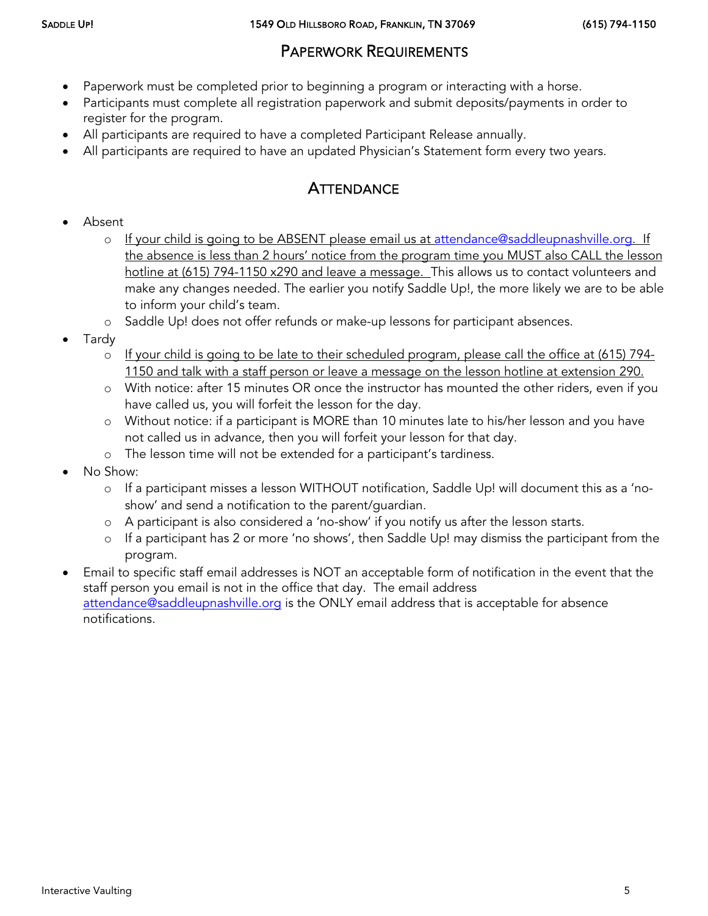## Paperwork Requirements

- Paperwork must be completed prior to beginning a program or interacting with a horse.
- Participants must complete all registration paperwork and submit deposits/payments in order to register for the program.
- All participants are required to have a completed Participant Release annually.
- All participants are required to have an updated Physician's Statement form every two years.

## Attendance

- Absent
  - If your child is going to be ABSENT please email us at attendance@saddleupnashville.org. If the absence is less than 2 hours' notice from the program time you MUST also CALL the lesson hotline at (615) 794-1150 x290 and leave a message. This allows us to contact volunteers and make any changes needed. The earlier you notify Saddle Up!, the more likely we are to be able to inform your child's team.
  - Saddle Up! does not offer refunds or make-up lessons for participant absences.
- Tardy
  - If your child is going to be late to their scheduled program, please call the office at (615) 794-1150 and talk with a staff person or leave a message on the lesson hotline at extension 290.
  - With notice: after 15 minutes OR once the instructor has mounted the other riders, even if you have called us, you will forfeit the lesson for the day.
  - Without notice: if a participant is MORE than 10 minutes late to his/her lesson and you have not called us in advance, then you will forfeit your lesson for that day.
  - The lesson time will not be extended for a participant's tardiness.
- No Show:
  - If a participant misses a lesson WITHOUT notification, Saddle Up! will document this as a 'no-show' and send a notification to the parent/guardian.
  - A participant is also considered a 'no-show' if you notify us after the lesson starts.
  - If a participant has 2 or more 'no shows', then Saddle Up! may dismiss the participant from the program.
- Email to specific staff email addresses is NOT an acceptable form of notification in the event that the staff person you email is not in the office that day. The email address attendance@saddleupnashville.org is the ONLY email address that is acceptable for absence notifications.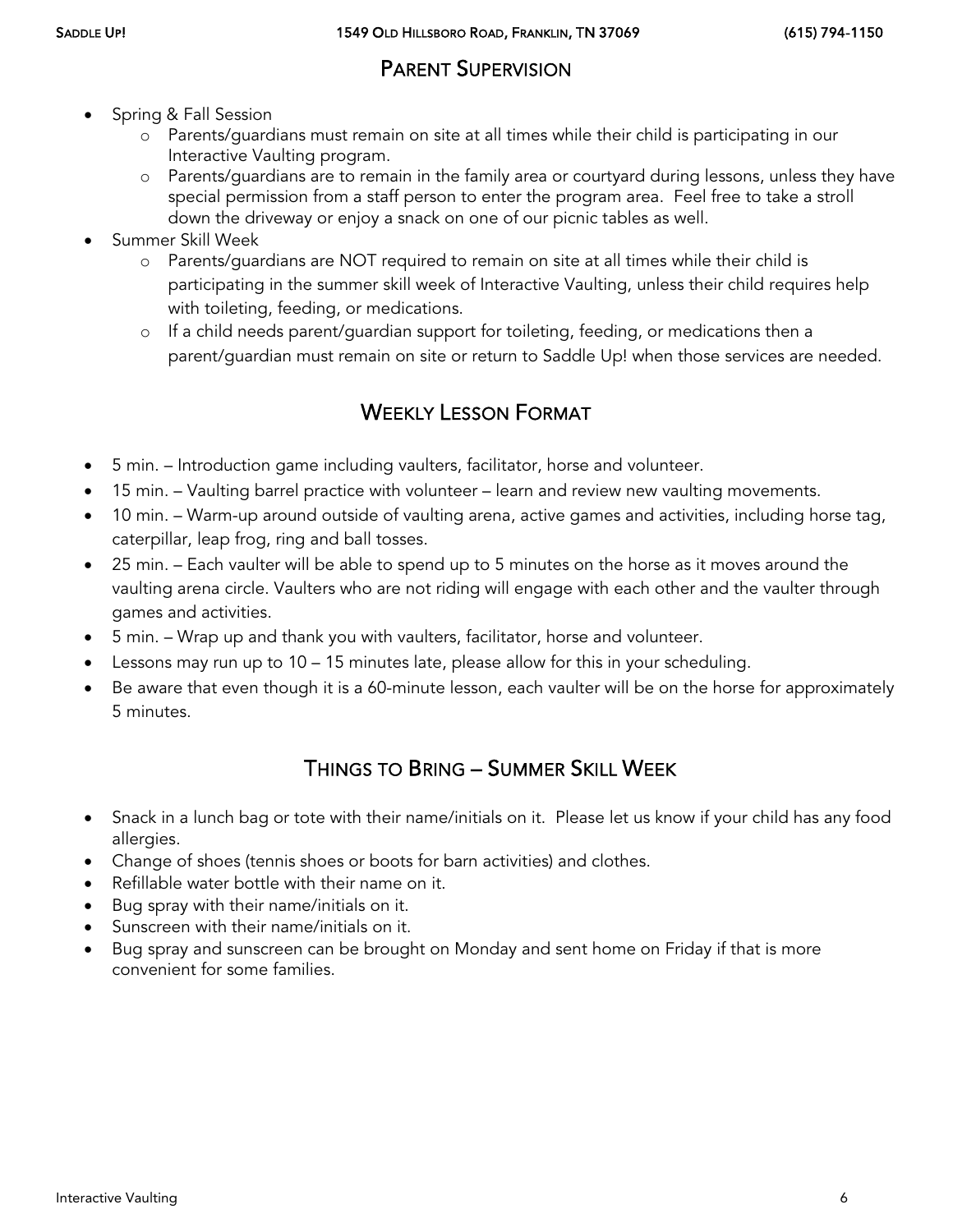## Parent Supervision

- Spring & Fall Session
  - Parents/guardians must remain on site at all times while their child is participating in our Interactive Vaulting program.
  - Parents/guardians are to remain in the family area or courtyard during lessons, unless they have special permission from a staff person to enter the program area. Feel free to take a stroll down the driveway or enjoy a snack on one of our picnic tables as well.
- Summer Skill Week
  - Parents/guardians are NOT required to remain on site at all times while their child is participating in the summer skill week of Interactive Vaulting, unless their child requires help with toileting, feeding, or medications.
  - If a child needs parent/guardian support for toileting, feeding, or medications then a parent/guardian must remain on site or return to Saddle Up! when those services are needed.

## Weekly Lesson Format

- 5 min. – Introduction game including vaulters, facilitator, horse and volunteer.
- 15 min. – Vaulting barrel practice with volunteer – learn and review new vaulting movements.
- 10 min. – Warm-up around outside of vaulting arena, active games and activities, including horse tag, caterpillar, leap frog, ring and ball tosses.
- 25 min. – Each vaulter will be able to spend up to 5 minutes on the horse as it moves around the vaulting arena circle. Vaulters who are not riding will engage with each other and the vaulter through games and activities.
- 5 min. – Wrap up and thank you with vaulters, facilitator, horse and volunteer.
- Lessons may run up to 10 – 15 minutes late, please allow for this in your scheduling.
- Be aware that even though it is a 60-minute lesson, each vaulter will be on the horse for approximately 5 minutes.

## Things to Bring – Summer Skill Week

- Snack in a lunch bag or tote with their name/initials on it. Please let us know if your child has any food allergies.
- Change of shoes (tennis shoes or boots for barn activities) and clothes.
- Refillable water bottle with their name on it.
- Bug spray with their name/initials on it.
- Sunscreen with their name/initials on it.
- Bug spray and sunscreen can be brought on Monday and sent home on Friday if that is more convenient for some families.